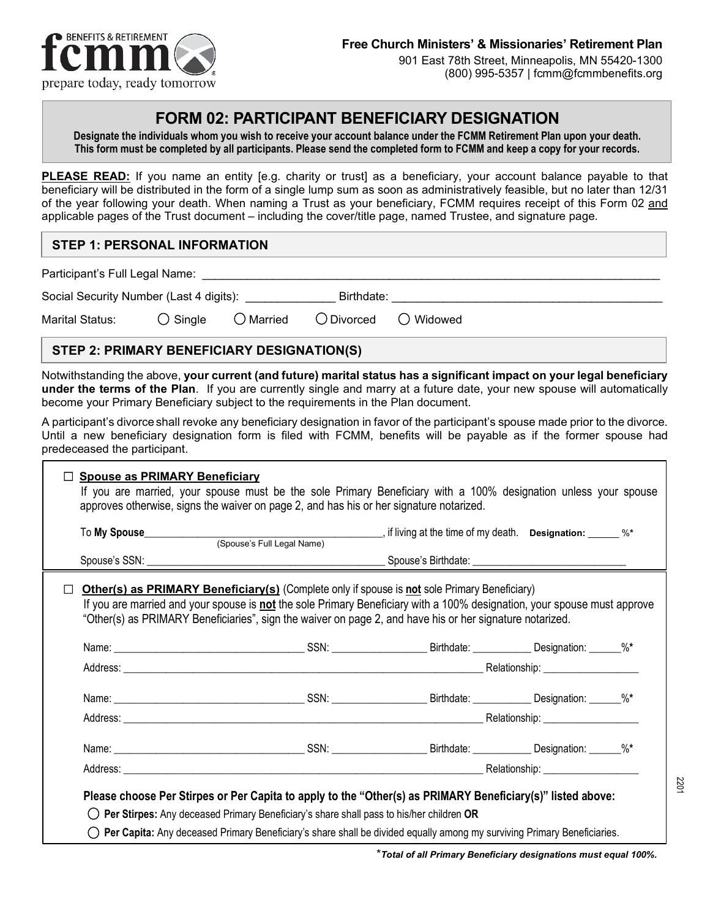**Free Church Ministers' & Missionaries' Retirement Plan**

901 East 78th Street, Minneapolis, MN 55420-1300
(800) 995-5357 | fcmm@fcmmbenefits.org

fcmm BENEFITS & RETIREMENT — prepare today, ready tomorrow

# FORM 02: PARTICIPANT BENEFICIARY DESIGNATION

**Designate the individuals whom you wish to receive your account balance under the FCMM Retirement Plan upon your death. This form must be completed by all participants. Please send the completed form to FCMM and keep a copy for your records.**

**PLEASE READ:** If you name an entity [e.g. charity or trust] as a beneficiary, your account balance payable to that beneficiary will be distributed in the form of a single lump sum as soon as administratively feasible, but no later than 12/31 of the year following your death. When naming a Trust as your beneficiary, FCMM requires receipt of this Form 02 and applicable pages of the Trust document – including the cover/title page, named Trustee, and signature page.

## STEP 1: PERSONAL INFORMATION

Participant's Full Legal Name: ______________________________

Social Security Number (Last 4 digits): __________ Birthdate: ______________________________

Marital Status: ◯ Single ◯ Married ◯ Divorced ◯ Widowed

## STEP 2: PRIMARY BENEFICIARY DESIGNATION(S)

Notwithstanding the above, **your current (and future) marital status has a significant impact on your legal beneficiary under the terms of the Plan**. If you are currently single and marry at a future date, your new spouse will automatically become your Primary Beneficiary subject to the requirements in the Plan document.

A participant's divorce shall revoke any beneficiary designation in favor of the participant's spouse made prior to the divorce. Until a new beneficiary designation form is filed with FCMM, benefits will be payable as if the former spouse had predeceased the participant.

☐ **Spouse as PRIMARY Beneficiary**

If you are married, your spouse must be the sole Primary Beneficiary with a 100% designation unless your spouse approves otherwise, signs the waiver on page 2, and has his or her signature notarized.

To **My Spouse**______________________________ (Spouse's Full Legal Name), if living at the time of my death. **Designation:** ______ %*

Spouse's SSN: ______________________________ Spouse's Birthdate: ______________________________

☐ **Other(s) as PRIMARY Beneficiary(s)** (Complete only if spouse is **not** sole Primary Beneficiary)

If you are married and your spouse is **not** the sole Primary Beneficiary with a 100% designation, your spouse must approve "Other(s) as PRIMARY Beneficiaries", sign the waiver on page 2, and have his or her signature notarized.

Name: ______________________ SSN: ____________ Birthdate: __________ Designation: ______%*

Address: ______________________________________________ Relationship: ______________

Name: ______________________ SSN: ____________ Birthdate: __________ Designation: ______%*

Address: ______________________________________________ Relationship: ______________

Name: ______________________ SSN: ____________ Birthdate: __________ Designation: ______%*

Address: ______________________________________________ Relationship: ______________

**Please choose Per Stirpes or Per Capita to apply to the "Other(s) as PRIMARY Beneficiary(s)" listed above:**

◯ **Per Stirpes:** Any deceased Primary Beneficiary's share shall pass to his/her children **OR**

◯ **Per Capita:** Any deceased Primary Beneficiary's share shall be divided equally among my surviving Primary Beneficiaries.

****Total of all Primary Beneficiary designations must equal 100%.***

2201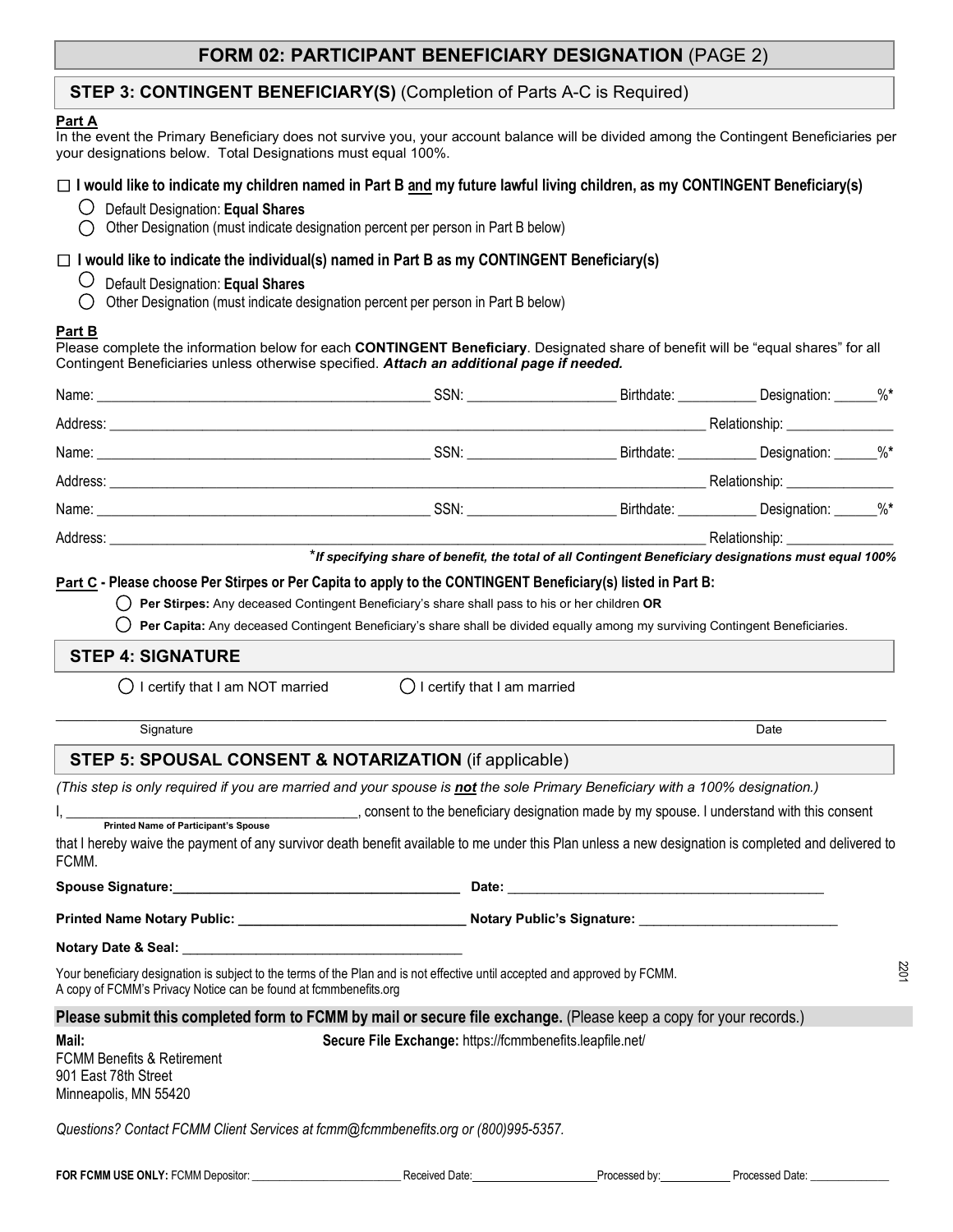# FORM 02: PARTICIPANT BENEFICIARY DESIGNATION (PAGE 2)

## STEP 3: CONTINGENT BENEFICIARY(S) (Completion of Parts A-C is Required)

**Part A**

In the event the Primary Beneficiary does not survive you, your account balance will be divided among the Contingent Beneficiaries per your designations below. Total Designations must equal 100%.

☐ **I would like to indicate my children named in Part B and my future lawful living children, as my CONTINGENT Beneficiary(s)**

- ◯ Default Designation: **Equal Shares**
- ◯ Other Designation (must indicate designation percent per person in Part B below)

☐ **I would like to indicate the individual(s) named in Part B as my CONTINGENT Beneficiary(s)**

- ◯ Default Designation: **Equal Shares**
- ◯ Other Designation (must indicate designation percent per person in Part B below)

**Part B**

Please complete the information below for each **CONTINGENT Beneficiary**. Designated share of benefit will be "equal shares" for all Contingent Beneficiaries unless otherwise specified. ***Attach an additional page if needed.***

Name: ______________________ SSN: ______________ Birthdate: __________ Designation: _____%*

Address: ______________________________________________ Relationship: ______________

Name: ______________________ SSN: ______________ Birthdate: __________ Designation: _____%*

Address: ______________________________________________ Relationship: ______________

Name: ______________________ SSN: ______________ Birthdate: __________ Designation: _____%*

Address: ______________________________________________ Relationship: ______________

****If specifying share of benefit, the total of all Contingent Beneficiary designations must equal 100%***

**Part C - Please choose Per Stirpes or Per Capita to apply to the CONTINGENT Beneficiary(s) listed in Part B:**

- ◯ **Per Stirpes:** Any deceased Contingent Beneficiary's share shall pass to his or her children **OR**
- ◯ **Per Capita:** Any deceased Contingent Beneficiary's share shall be divided equally among my surviving Contingent Beneficiaries.

## STEP 4: SIGNATURE

◯ I certify that I am NOT married ◯ I certify that I am married

_______________________________________________________________

Signature Date

## STEP 5: SPOUSAL CONSENT & NOTARIZATION (if applicable)

*(This step is only required if you are married and your spouse is **not** the sole Primary Beneficiary with a 100% designation.)*

I, ______________________________, consent to the beneficiary designation made by my spouse. I understand with this consent
**Printed Name of Participant's Spouse**

that I hereby waive the payment of any survivor death benefit available to me under this Plan unless a new designation is completed and delivered to FCMM.

**Spouse Signature:**______________________________ **Date:** ______________________________

**Printed Name Notary Public:** ______________________ **Notary Public's Signature:** ______________________

**Notary Date & Seal:** ______________________________

Your beneficiary designation is subject to the terms of the Plan and is not effective until accepted and approved by FCMM.
A copy of FCMM's Privacy Notice can be found at fcmmbenefits.org

2201

**Please submit this completed form to FCMM by mail or secure file exchange.** (Please keep a copy for your records.)

**Mail:**
FCMM Benefits & Retirement
901 East 78th Street
Minneapolis, MN 55420

**Secure File Exchange:** https://fcmmbenefits.leapfile.net/

*Questions? Contact FCMM Client Services at fcmm@fcmmbenefits.org or (800)995-5357.*

**FOR FCMM USE ONLY:** FCMM Depositor: ______________ Received Date: ______________ Processed by: __________ Processed Date: ______________